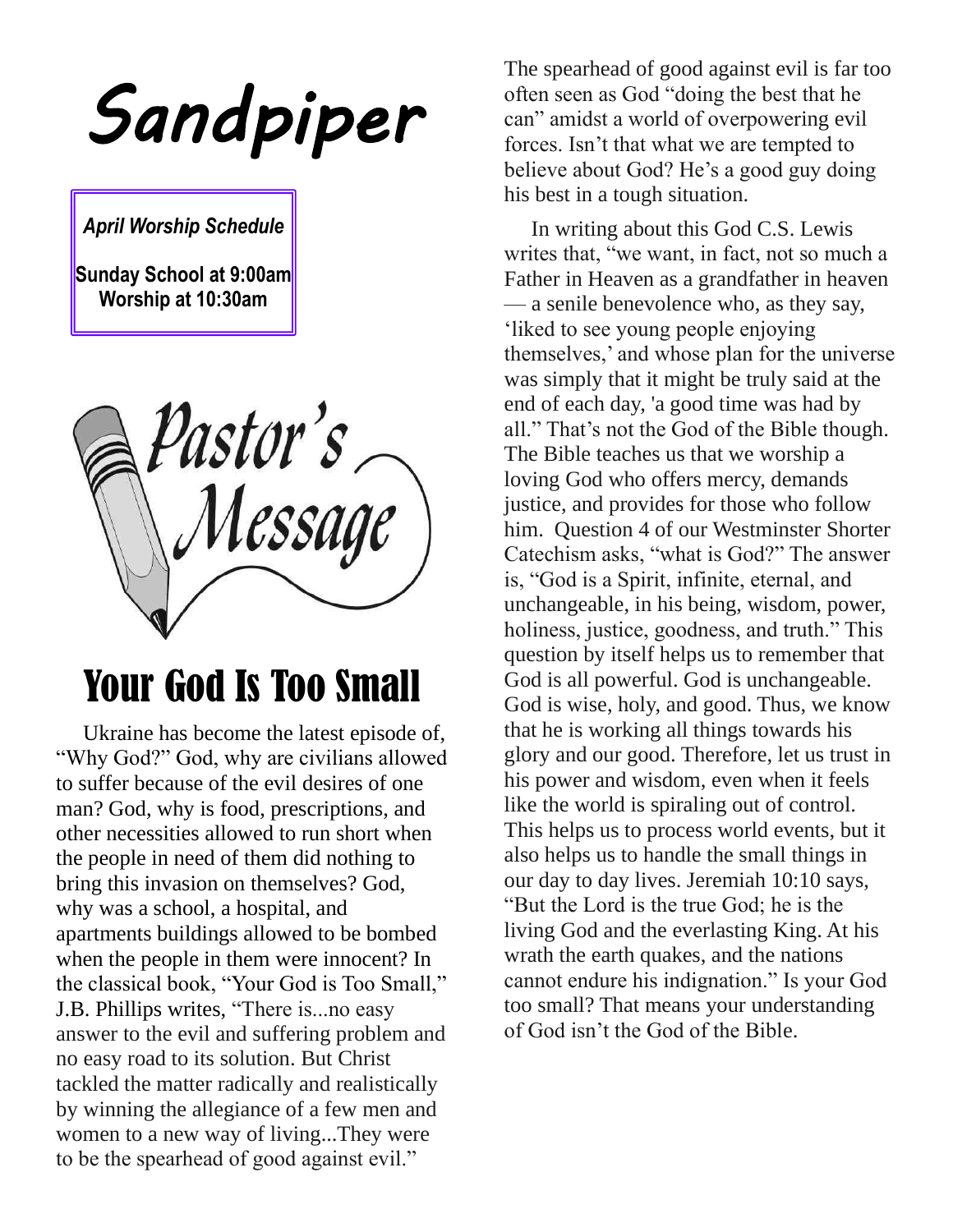# Sandpiper

*April Worship Schedule*

**Sunday School at 9:00am**
**Worship at 10:30am**

## Pastor's Message

## Your God Is Too Small

Ukraine has become the latest episode of, "Why God?" God, why are civilians allowed to suffer because of the evil desires of one man? God, why is food, prescriptions, and other necessities allowed to run short when the people in need of them did nothing to bring this invasion on themselves? God, why was a school, a hospital, and apartments buildings allowed to be bombed when the people in them were innocent? In the classical book, "Your God is Too Small," J.B. Phillips writes, "There is...no easy answer to the evil and suffering problem and no easy road to its solution. But Christ tackled the matter radically and realistically by winning the allegiance of a few men and women to a new way of living...They were to be the spearhead of good against evil." The spearhead of good against evil is far too often seen as God "doing the best that he can" amidst a world of overpowering evil forces. Isn't that what we are tempted to believe about God? He's a good guy doing his best in a tough situation.

In writing about this God C.S. Lewis writes that, "we want, in fact, not so much a Father in Heaven as a grandfather in heaven — a senile benevolence who, as they say, 'liked to see young people enjoying themselves,' and whose plan for the universe was simply that it might be truly said at the end of each day, 'a good time was had by all." That's not the God of the Bible though. The Bible teaches us that we worship a loving God who offers mercy, demands justice, and provides for those who follow him. Question 4 of our Westminster Shorter Catechism asks, "what is God?" The answer is, "God is a Spirit, infinite, eternal, and unchangeable, in his being, wisdom, power, holiness, justice, goodness, and truth." This question by itself helps us to remember that God is all powerful. God is unchangeable. God is wise, holy, and good. Thus, we know that he is working all things towards his glory and our good. Therefore, let us trust in his power and wisdom, even when it feels like the world is spiraling out of control. This helps us to process world events, but it also helps us to handle the small things in our day to day lives. Jeremiah 10:10 says, "But the Lord is the true God; he is the living God and the everlasting King. At his wrath the earth quakes, and the nations cannot endure his indignation." Is your God too small? That means your understanding of God isn't the God of the Bible.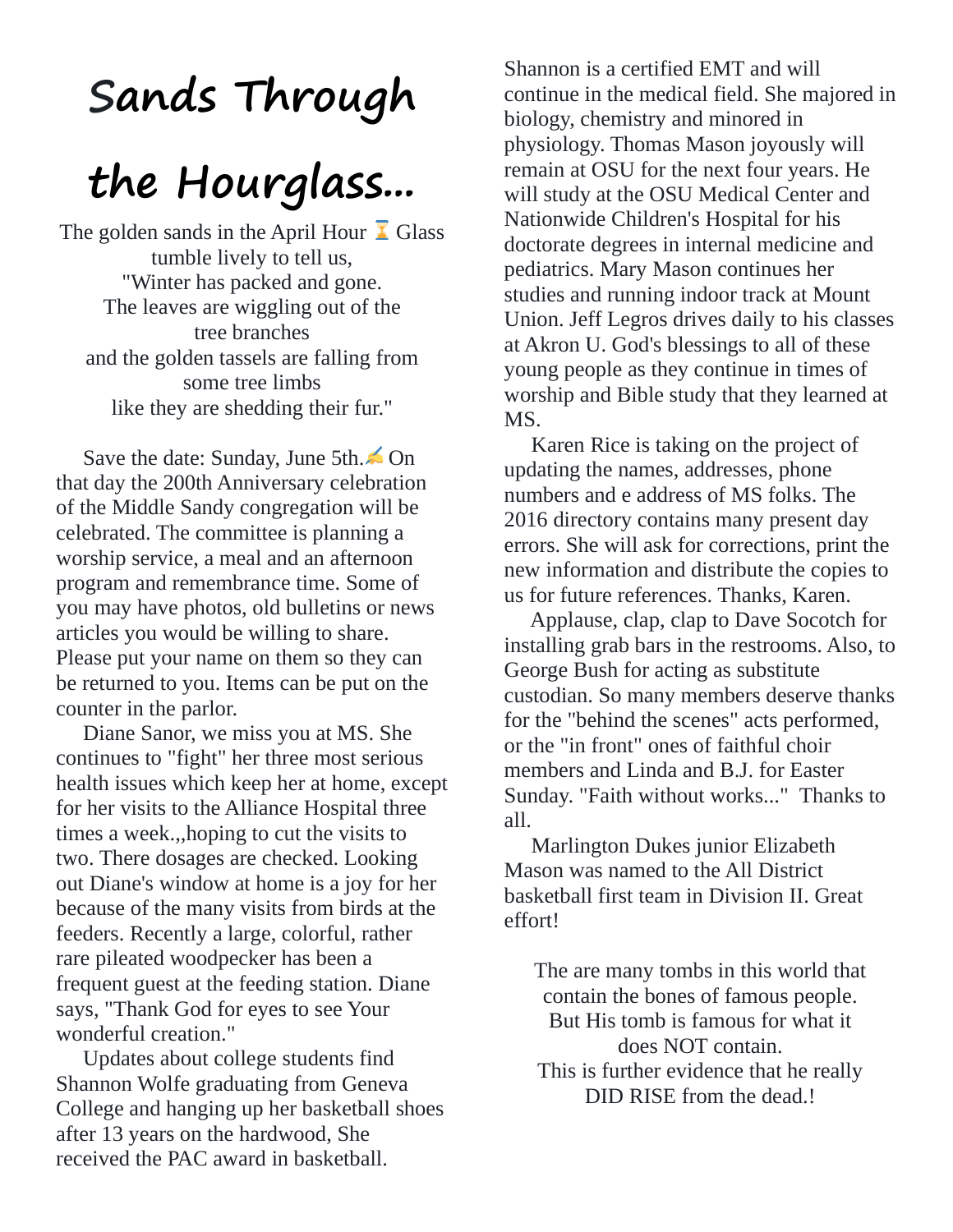# Sands Through the Hourglass...

The golden sands in the April Hour ⏳ Glass
tumble lively to tell us,
"Winter has packed and gone.
The leaves are wiggling out of the
tree branches
and the golden tassels are falling from
some tree limbs
like they are shedding their fur."

Save the date: Sunday, June 5th.✍ On that day the 200th Anniversary celebration of the Middle Sandy congregation will be celebrated. The committee is planning a worship service, a meal and an afternoon program and remembrance time. Some of you may have photos, old bulletins or news articles you would be willing to share. Please put your name on them so they can be returned to you. Items can be put on the counter in the parlor.

Diane Sanor, we miss you at MS. She continues to "fight" her three most serious health issues which keep her at home, except for her visits to the Alliance Hospital three times a week.,,hoping to cut the visits to two. There dosages are checked. Looking out Diane's window at home is a joy for her because of the many visits from birds at the feeders. Recently a large, colorful, rather rare pileated woodpecker has been a frequent guest at the feeding station. Diane says, "Thank God for eyes to see Your wonderful creation."

Updates about college students find Shannon Wolfe graduating from Geneva College and hanging up her basketball shoes after 13 years on the hardwood, She received the PAC award in basketball. Shannon is a certified EMT and will continue in the medical field. She majored in biology, chemistry and minored in physiology. Thomas Mason joyously will remain at OSU for the next four years. He will study at the OSU Medical Center and Nationwide Children's Hospital for his doctorate degrees in internal medicine and pediatrics. Mary Mason continues her studies and running indoor track at Mount Union. Jeff Legros drives daily to his classes at Akron U. God's blessings to all of these young people as they continue in times of worship and Bible study that they learned at MS.

Karen Rice is taking on the project of updating the names, addresses, phone numbers and e address of MS folks. The 2016 directory contains many present day errors. She will ask for corrections, print the new information and distribute the copies to us for future references. Thanks, Karen.

Applause, clap, clap to Dave Socotch for installing grab bars in the restrooms. Also, to George Bush for acting as substitute custodian. So many members deserve thanks for the "behind the scenes" acts performed, or the "in front" ones of faithful choir members and Linda and B.J. for Easter Sunday. "Faith without works..." Thanks to all.

Marlington Dukes junior Elizabeth Mason was named to the All District basketball first team in Division II. Great effort!

The are many tombs in this world that
contain the bones of famous people.
But His tomb is famous for what it
does NOT contain.
This is further evidence that he really
DID RISE from the dead.!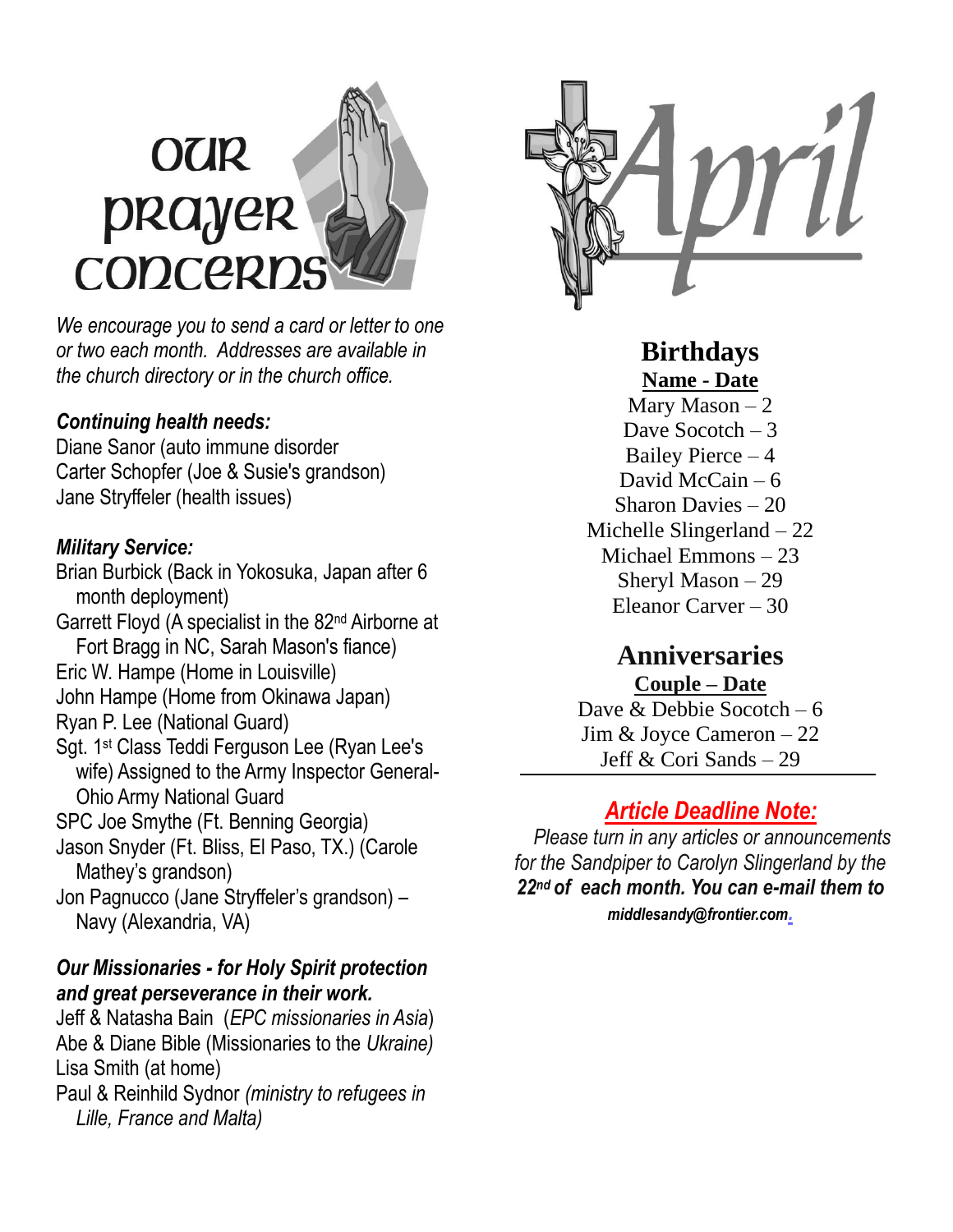# Our Prayer Concerns

*We encourage you to send a card or letter to one or two each month. Addresses are available in the church directory or in the church office.*

***Continuing health needs:***

Diane Sanor (auto immune disorder
Carter Schopfer (Joe & Susie's grandson)
Jane Stryffeler (health issues)

***Military Service:***

Brian Burbick (Back in Yokosuka, Japan after 6 month deployment)
Garrett Floyd (A specialist in the 82nd Airborne at Fort Bragg in NC, Sarah Mason's fiance)
Eric W. Hampe (Home in Louisville)
John Hampe (Home from Okinawa Japan)
Ryan P. Lee (National Guard)
Sgt. 1st Class Teddi Ferguson Lee (Ryan Lee's wife) Assigned to the Army Inspector General-Ohio Army National Guard
SPC Joe Smythe (Ft. Benning Georgia)
Jason Snyder (Ft. Bliss, El Paso, TX.) (Carole Mathey's grandson)
Jon Pagnucco (Jane Stryffeler's grandson) – Navy (Alexandria, VA)

***Our Missionaries - for Holy Spirit protection and great perseverance in their work.***

Jeff & Natasha Bain (*EPC missionaries in Asia*)
Abe & Diane Bible (Missionaries to the *Ukraine)*
Lisa Smith (at home)
Paul & Reinhild Sydnor *(ministry to refugees in Lille, France and Malta)*

# April

## Birthdays

**Name - Date**

Mary Mason – 2
Dave Socotch – 3
Bailey Pierce – 4
David McCain – 6
Sharon Davies – 20
Michelle Slingerland – 22
Michael Emmons – 23
Sheryl Mason – 29
Eleanor Carver – 30

## Anniversaries

**Couple – Date**

Dave & Debbie Socotch – 6
Jim & Joyce Cameron – 22
Jeff & Cori Sands – 29

## *Article Deadline Note:*

*Please turn in any articles or announcements for the Sandpiper to Carolyn Slingerland by the* ***22nd of each month. You can e-mail them to*** ***middlesandy@frontier.com.***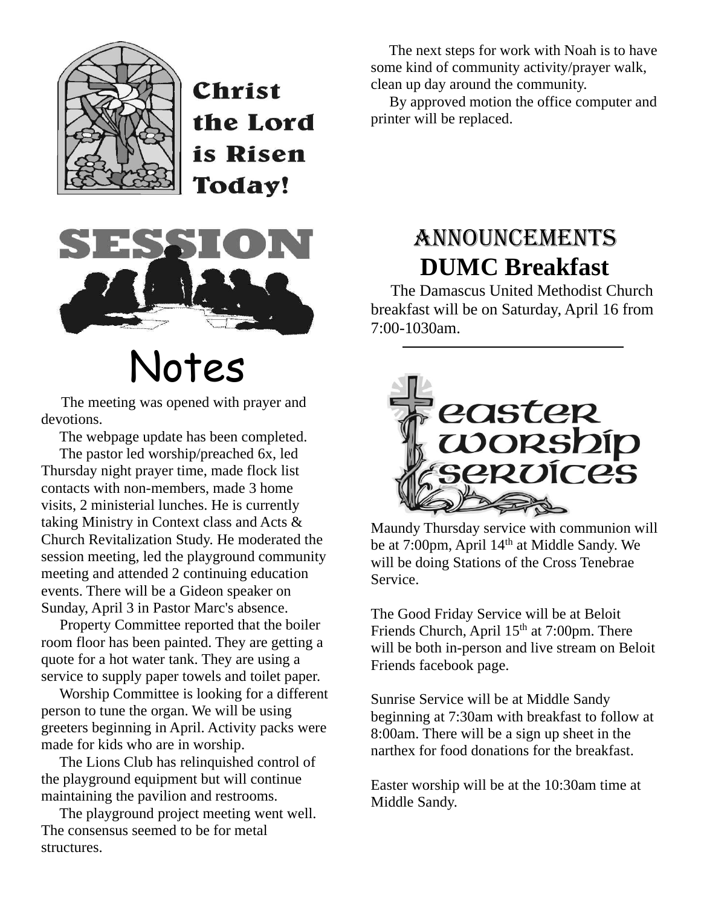# Christ the Lord is Risen Today!

# SESSION Notes

The meeting was opened with prayer and devotions.

The webpage update has been completed.

The pastor led worship/preached 6x, led Thursday night prayer time, made flock list contacts with non-members, made 3 home visits, 2 ministerial lunches. He is currently taking Ministry in Context class and Acts & Church Revitalization Study. He moderated the session meeting, led the playground community meeting and attended 2 continuing education events. There will be a Gideon speaker on Sunday, April 3 in Pastor Marc's absence.

Property Committee reported that the boiler room floor has been painted. They are getting a quote for a hot water tank. They are using a service to supply paper towels and toilet paper.

Worship Committee is looking for a different person to tune the organ. We will be using greeters beginning in April. Activity packs were made for kids who are in worship.

The Lions Club has relinquished control of the playground equipment but will continue maintaining the pavilion and restrooms.

The playground project meeting went well. The consensus seemed to be for metal structures.

The next steps for work with Noah is to have some kind of community activity/prayer walk, clean up day around the community.

By approved motion the office computer and printer will be replaced.

# Announcements

## DUMC Breakfast

The Damascus United Methodist Church breakfast will be on Saturday, April 16 from 7:00-1030am.

---

## Easter Worship Services

Maundy Thursday service with communion will be at 7:00pm, April 14th at Middle Sandy. We will be doing Stations of the Cross Tenebrae Service.

The Good Friday Service will be at Beloit Friends Church, April 15th at 7:00pm. There will be both in-person and live stream on Beloit Friends facebook page.

Sunrise Service will be at Middle Sandy beginning at 7:30am with breakfast to follow at 8:00am. There will be a sign up sheet in the narthex for food donations for the breakfast.

Easter worship will be at the 10:30am time at Middle Sandy.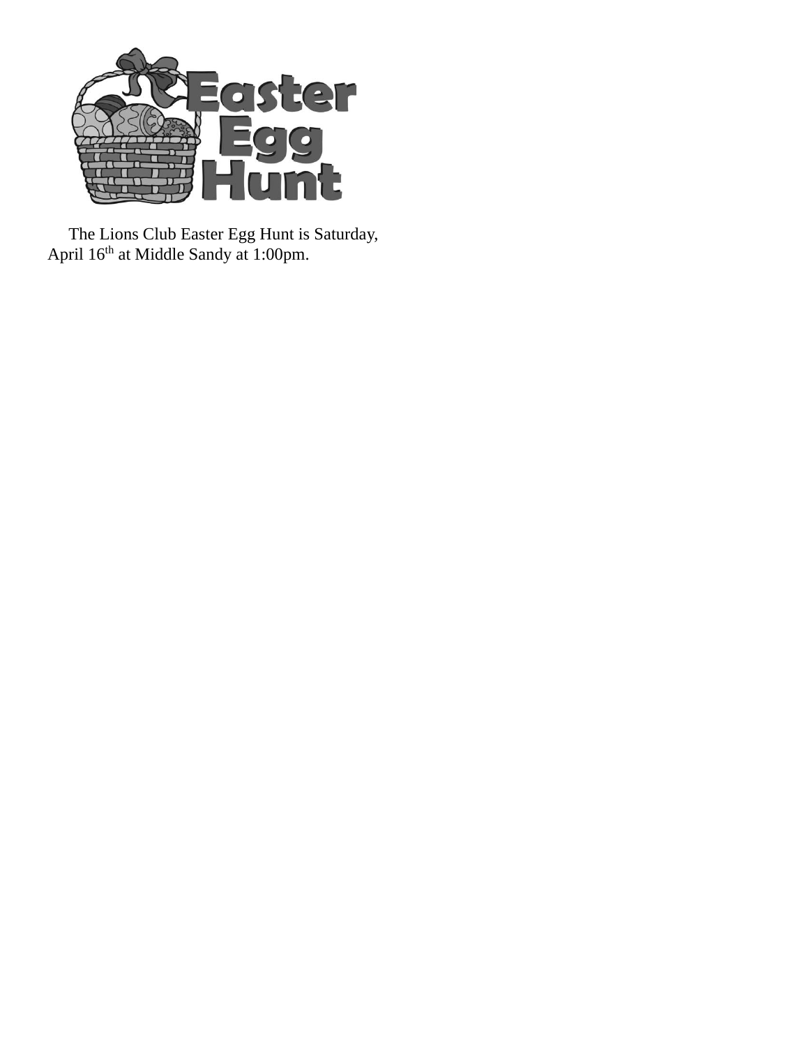# Easter Egg Hunt

The Lions Club Easter Egg Hunt is Saturday, April 16th at Middle Sandy at 1:00pm.